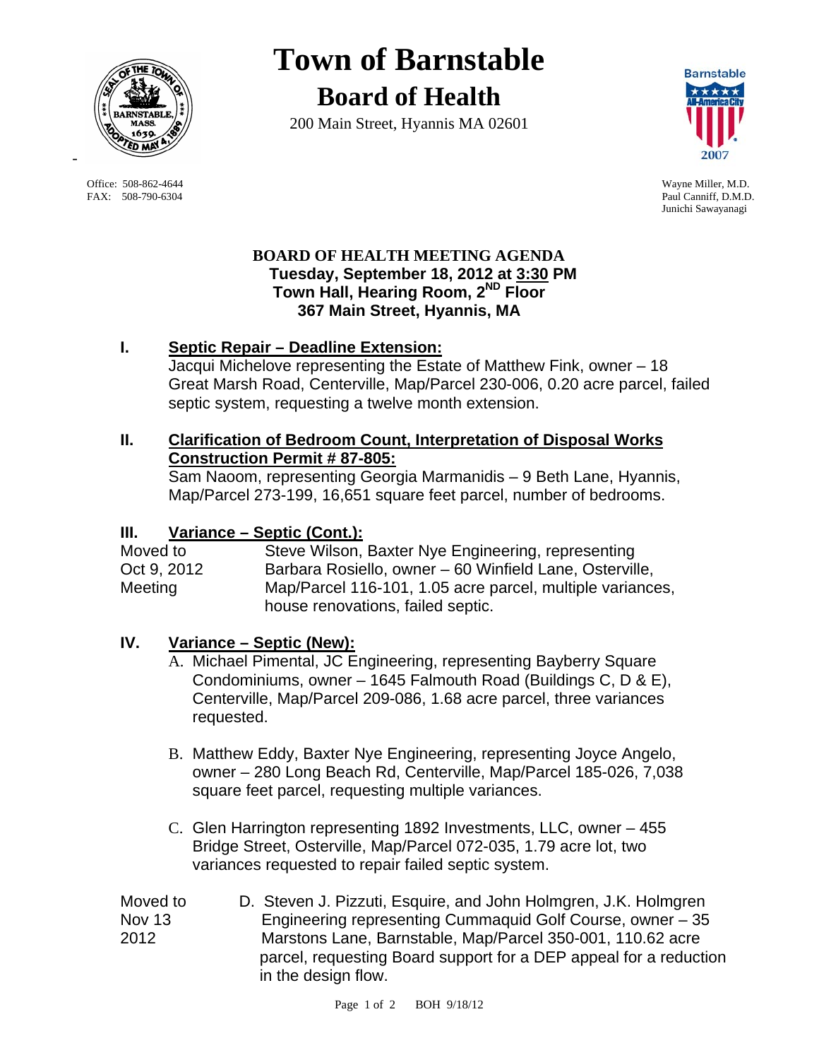# Town of Barnstable

## Board of Health

200 Main Street, Hyannis MA 02601

Office: 508-862-4644
FAX: 508-790-6304

Wayne Miller, M.D.
Paul Canniff, D.M.D.
Junichi Sawayanagi

**BOARD OF HEALTH MEETING AGENDA**
**Tuesday, September 18, 2012 at 3:30 PM**
**Town Hall, Hearing Room, 2ND Floor**
**367 Main Street, Hyannis, MA**

### I. Septic Repair – Deadline Extension:

Jacqui Michelove representing the Estate of Matthew Fink, owner – 18 Great Marsh Road, Centerville, Map/Parcel 230-006, 0.20 acre parcel, failed septic system, requesting a twelve month extension.

### II. Clarification of Bedroom Count, Interpretation of Disposal Works Construction Permit # 87-805:

Sam Naoom, representing Georgia Marmanidis – 9 Beth Lane, Hyannis, Map/Parcel 273-199, 16,651 square feet parcel, number of bedrooms.

### III. Variance – Septic (Cont.):

Moved to Oct 9, 2012 Meeting — Steve Wilson, Baxter Nye Engineering, representing Barbara Rosiello, owner – 60 Winfield Lane, Osterville, Map/Parcel 116-101, 1.05 acre parcel, multiple variances, house renovations, failed septic.

### IV. Variance – Septic (New):

A. Michael Pimental, JC Engineering, representing Bayberry Square Condominiums, owner – 1645 Falmouth Road (Buildings C, D & E), Centerville, Map/Parcel 209-086, 1.68 acre parcel, three variances requested.

B. Matthew Eddy, Baxter Nye Engineering, representing Joyce Angelo, owner – 280 Long Beach Rd, Centerville, Map/Parcel 185-026, 7,038 square feet parcel, requesting multiple variances.

C. Glen Harrington representing 1892 Investments, LLC, owner – 455 Bridge Street, Osterville, Map/Parcel 072-035, 1.79 acre lot, two variances requested to repair failed septic system.

Moved to Nov 13 2012 — D. Steven J. Pizzuti, Esquire, and John Holmgren, J.K. Holmgren Engineering representing Cummaquid Golf Course, owner – 35 Marstons Lane, Barnstable, Map/Parcel 350-001, 110.62 acre parcel, requesting Board support for a DEP appeal for a reduction in the design flow.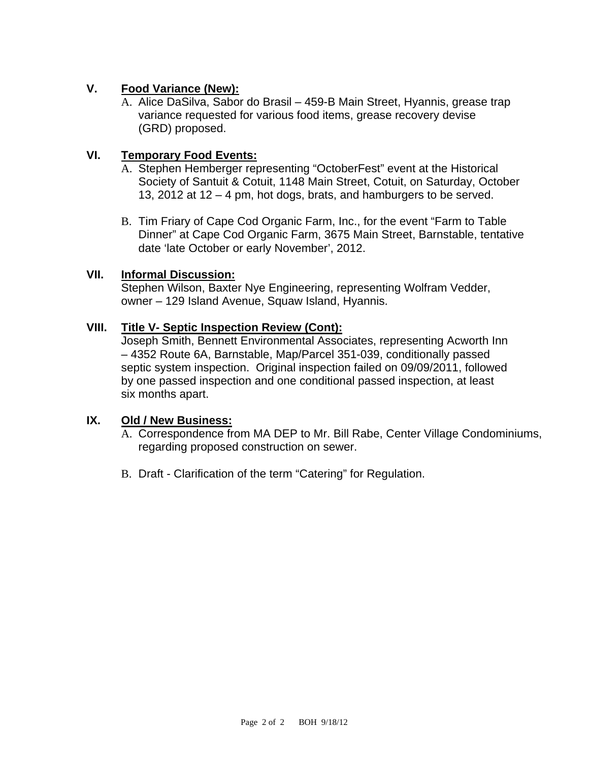## V. Food Variance (New):

A. Alice DaSilva, Sabor do Brasil – 459-B Main Street, Hyannis, grease trap variance requested for various food items, grease recovery devise (GRD) proposed.

## VI. Temporary Food Events:

A. Stephen Hemberger representing "OctoberFest" event at the Historical Society of Santuit & Cotuit, 1148 Main Street, Cotuit, on Saturday, October 13, 2012 at 12 – 4 pm, hot dogs, brats, and hamburgers to be served.

B. Tim Friary of Cape Cod Organic Farm, Inc., for the event "Farm to Table Dinner" at Cape Cod Organic Farm, 3675 Main Street, Barnstable, tentative date 'late October or early November', 2012.

## VII. Informal Discussion:

Stephen Wilson, Baxter Nye Engineering, representing Wolfram Vedder, owner – 129 Island Avenue, Squaw Island, Hyannis.

## VIII. Title V- Septic Inspection Review (Cont):

Joseph Smith, Bennett Environmental Associates, representing Acworth Inn – 4352 Route 6A, Barnstable, Map/Parcel 351-039, conditionally passed septic system inspection. Original inspection failed on 09/09/2011, followed by one passed inspection and one conditional passed inspection, at least six months apart.

## IX. Old / New Business:

A. Correspondence from MA DEP to Mr. Bill Rabe, Center Village Condominiums, regarding proposed construction on sewer.

B. Draft - Clarification of the term "Catering" for Regulation.